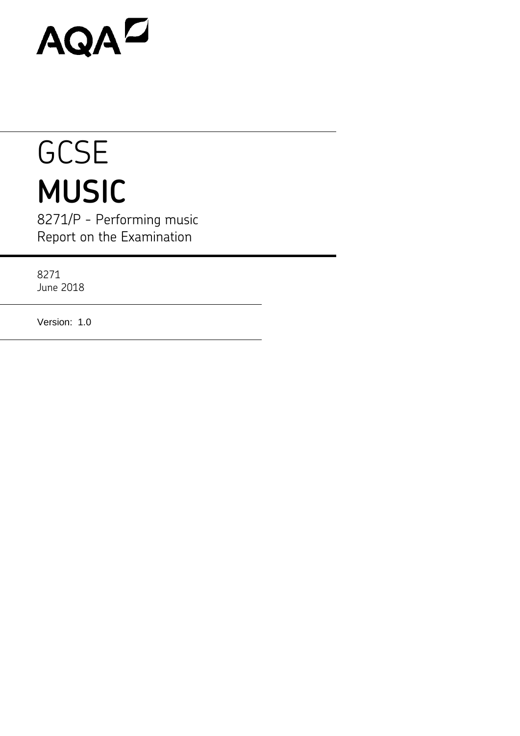AQA

# GCSE
# MUSIC

8271/P - Performing music
Report on the Examination

8271
June 2018

Version: 1.0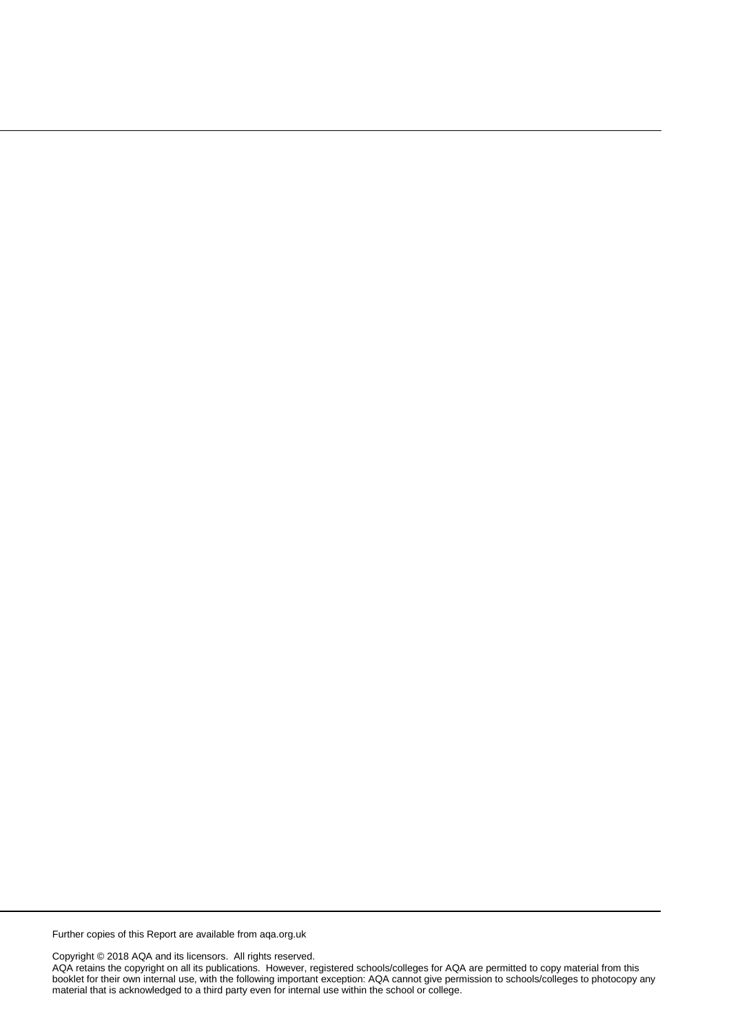Further copies of this Report are available from aqa.org.uk

Copyright © 2018 AQA and its licensors. All rights reserved.
AQA retains the copyright on all its publications. However, registered schools/colleges for AQA are permitted to copy material from this booklet for their own internal use, with the following important exception: AQA cannot give permission to schools/colleges to photocopy any material that is acknowledged to a third party even for internal use within the school or college.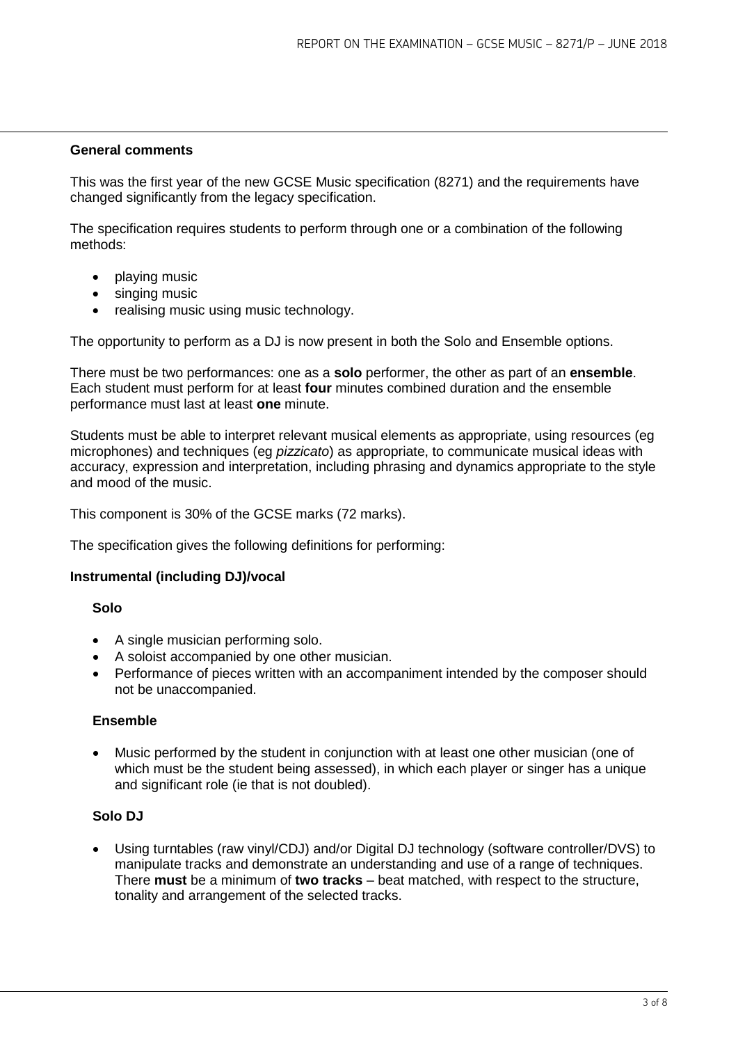## General comments

This was the first year of the new GCSE Music specification (8271) and the requirements have changed significantly from the legacy specification.

The specification requires students to perform through one or a combination of the following methods:

- playing music
- singing music
- realising music using music technology.

The opportunity to perform as a DJ is now present in both the Solo and Ensemble options.

There must be two performances: one as a **solo** performer, the other as part of an **ensemble**. Each student must perform for at least **four** minutes combined duration and the ensemble performance must last at least **one** minute.

Students must be able to interpret relevant musical elements as appropriate, using resources (eg microphones) and techniques (eg *pizzicato*) as appropriate, to communicate musical ideas with accuracy, expression and interpretation, including phrasing and dynamics appropriate to the style and mood of the music.

This component is 30% of the GCSE marks (72 marks).

The specification gives the following definitions for performing:

### Instrumental (including DJ)/vocal

#### Solo

- A single musician performing solo.
- A soloist accompanied by one other musician.
- Performance of pieces written with an accompaniment intended by the composer should not be unaccompanied.

#### Ensemble

- Music performed by the student in conjunction with at least one other musician (one of which must be the student being assessed), in which each player or singer has a unique and significant role (ie that is not doubled).

#### Solo DJ

- Using turntables (raw vinyl/CDJ) and/or Digital DJ technology (software controller/DVS) to manipulate tracks and demonstrate an understanding and use of a range of techniques. There **must** be a minimum of **two tracks** – beat matched, with respect to the structure, tonality and arrangement of the selected tracks.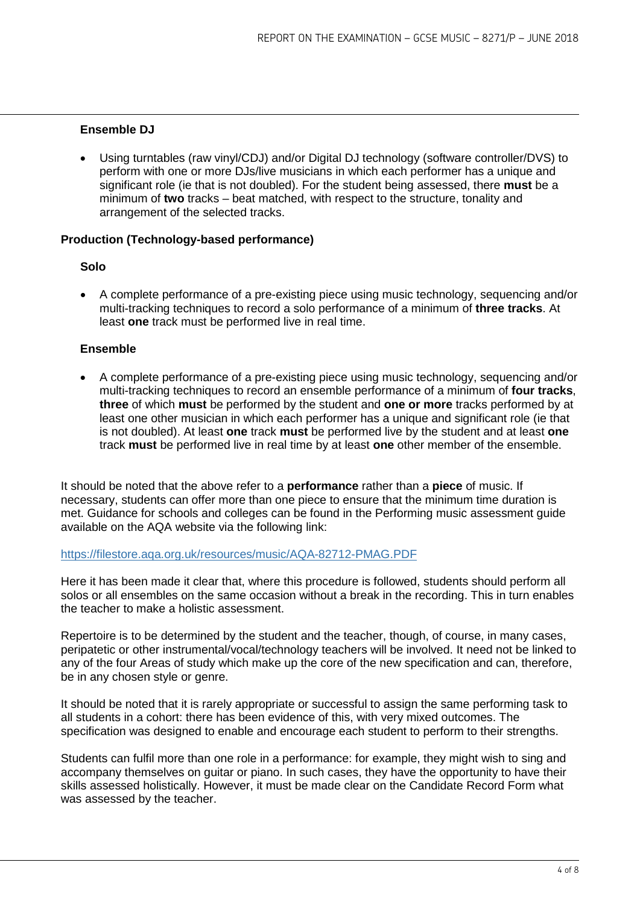**Ensemble DJ**

- Using turntables (raw vinyl/CDJ) and/or Digital DJ technology (software controller/DVS) to perform with one or more DJs/live musicians in which each performer has a unique and significant role (ie that is not doubled). For the student being assessed, there **must** be a minimum of **two** tracks – beat matched, with respect to the structure, tonality and arrangement of the selected tracks.

**Production (Technology-based performance)**

**Solo**

- A complete performance of a pre-existing piece using music technology, sequencing and/or multi-tracking techniques to record a solo performance of a minimum of **three tracks**. At least **one** track must be performed live in real time.

**Ensemble**

- A complete performance of a pre-existing piece using music technology, sequencing and/or multi-tracking techniques to record an ensemble performance of a minimum of **four tracks**, **three** of which **must** be performed by the student and **one or more** tracks performed by at least one other musician in which each performer has a unique and significant role (ie that is not doubled). At least **one** track **must** be performed live by the student and at least **one** track **must** be performed live in real time by at least **one** other member of the ensemble.

It should be noted that the above refer to a **performance** rather than a **piece** of music. If necessary, students can offer more than one piece to ensure that the minimum time duration is met. Guidance for schools and colleges can be found in the Performing music assessment guide available on the AQA website via the following link:

https://filestore.aqa.org.uk/resources/music/AQA-82712-PMAG.PDF

Here it has been made it clear that, where this procedure is followed, students should perform all solos or all ensembles on the same occasion without a break in the recording. This in turn enables the teacher to make a holistic assessment.

Repertoire is to be determined by the student and the teacher, though, of course, in many cases, peripatetic or other instrumental/vocal/technology teachers will be involved. It need not be linked to any of the four Areas of study which make up the core of the new specification and can, therefore, be in any chosen style or genre.

It should be noted that it is rarely appropriate or successful to assign the same performing task to all students in a cohort: there has been evidence of this, with very mixed outcomes. The specification was designed to enable and encourage each student to perform to their strengths.

Students can fulfil more than one role in a performance: for example, they might wish to sing and accompany themselves on guitar or piano. In such cases, they have the opportunity to have their skills assessed holistically. However, it must be made clear on the Candidate Record Form what was assessed by the teacher.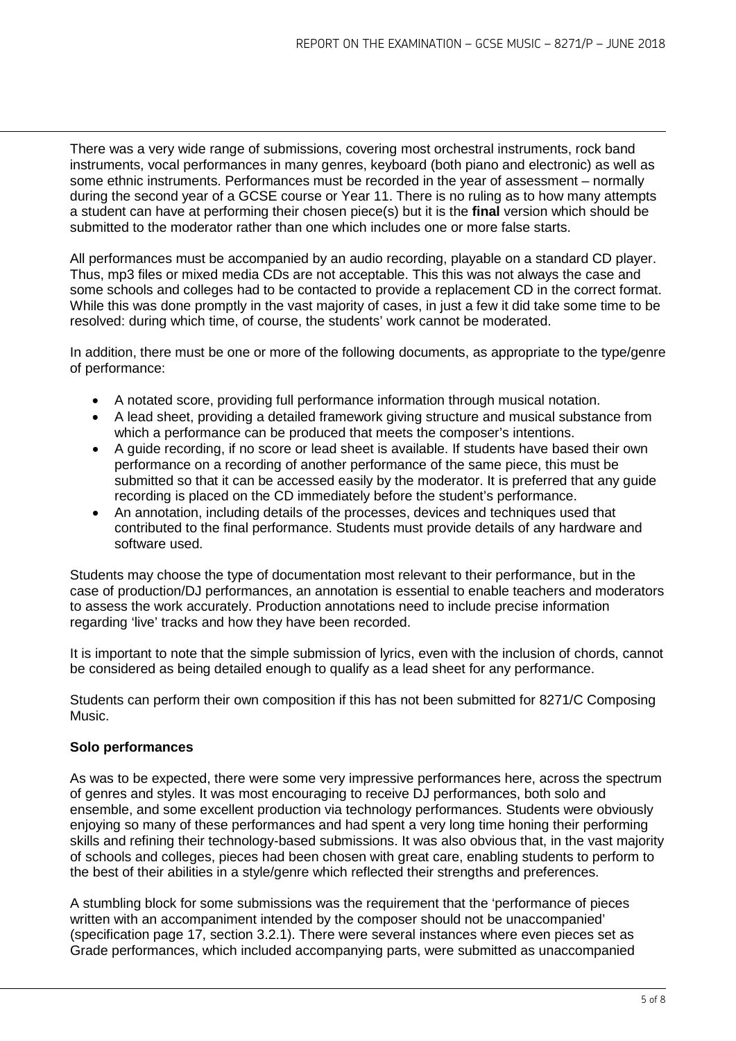There was a very wide range of submissions, covering most orchestral instruments, rock band instruments, vocal performances in many genres, keyboard (both piano and electronic) as well as some ethnic instruments. Performances must be recorded in the year of assessment – normally during the second year of a GCSE course or Year 11. There is no ruling as to how many attempts a student can have at performing their chosen piece(s) but it is the **final** version which should be submitted to the moderator rather than one which includes one or more false starts.

All performances must be accompanied by an audio recording, playable on a standard CD player. Thus, mp3 files or mixed media CDs are not acceptable. This this was not always the case and some schools and colleges had to be contacted to provide a replacement CD in the correct format. While this was done promptly in the vast majority of cases, in just a few it did take some time to be resolved: during which time, of course, the students' work cannot be moderated.

In addition, there must be one or more of the following documents, as appropriate to the type/genre of performance:

- A notated score, providing full performance information through musical notation.
- A lead sheet, providing a detailed framework giving structure and musical substance from which a performance can be produced that meets the composer's intentions.
- A guide recording, if no score or lead sheet is available. If students have based their own performance on a recording of another performance of the same piece, this must be submitted so that it can be accessed easily by the moderator. It is preferred that any guide recording is placed on the CD immediately before the student's performance.
- An annotation, including details of the processes, devices and techniques used that contributed to the final performance. Students must provide details of any hardware and software used.

Students may choose the type of documentation most relevant to their performance, but in the case of production/DJ performances, an annotation is essential to enable teachers and moderators to assess the work accurately. Production annotations need to include precise information regarding 'live' tracks and how they have been recorded.

It is important to note that the simple submission of lyrics, even with the inclusion of chords, cannot be considered as being detailed enough to qualify as a lead sheet for any performance.

Students can perform their own composition if this has not been submitted for 8271/C Composing Music.

**Solo performances**

As was to be expected, there were some very impressive performances here, across the spectrum of genres and styles. It was most encouraging to receive DJ performances, both solo and ensemble, and some excellent production via technology performances. Students were obviously enjoying so many of these performances and had spent a very long time honing their performing skills and refining their technology-based submissions. It was also obvious that, in the vast majority of schools and colleges, pieces had been chosen with great care, enabling students to perform to the best of their abilities in a style/genre which reflected their strengths and preferences.

A stumbling block for some submissions was the requirement that the 'performance of pieces written with an accompaniment intended by the composer should not be unaccompanied' (specification page 17, section 3.2.1). There were several instances where even pieces set as Grade performances, which included accompanying parts, were submitted as unaccompanied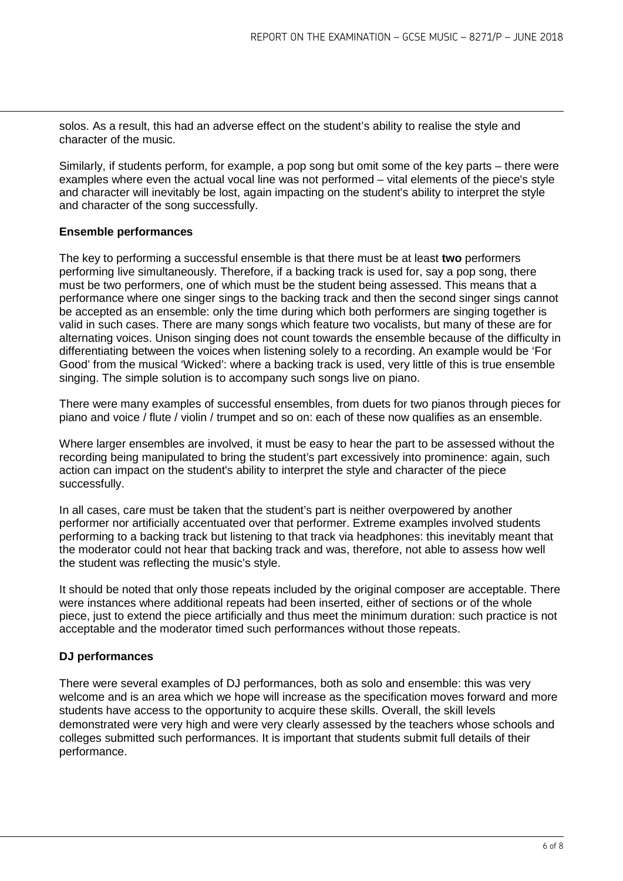solos. As a result, this had an adverse effect on the student's ability to realise the style and character of the music.

Similarly, if students perform, for example, a pop song but omit some of the key parts – there were examples where even the actual vocal line was not performed – vital elements of the piece's style and character will inevitably be lost, again impacting on the student's ability to interpret the style and character of the song successfully.

**Ensemble performances**

The key to performing a successful ensemble is that there must be at least **two** performers performing live simultaneously. Therefore, if a backing track is used for, say a pop song, there must be two performers, one of which must be the student being assessed. This means that a performance where one singer sings to the backing track and then the second singer sings cannot be accepted as an ensemble: only the time during which both performers are singing together is valid in such cases. There are many songs which feature two vocalists, but many of these are for alternating voices. Unison singing does not count towards the ensemble because of the difficulty in differentiating between the voices when listening solely to a recording. An example would be 'For Good' from the musical 'Wicked': where a backing track is used, very little of this is true ensemble singing. The simple solution is to accompany such songs live on piano.

There were many examples of successful ensembles, from duets for two pianos through pieces for piano and voice / flute / violin / trumpet and so on: each of these now qualifies as an ensemble.

Where larger ensembles are involved, it must be easy to hear the part to be assessed without the recording being manipulated to bring the student's part excessively into prominence: again, such action can impact on the student's ability to interpret the style and character of the piece successfully.

In all cases, care must be taken that the student's part is neither overpowered by another performer nor artificially accentuated over that performer. Extreme examples involved students performing to a backing track but listening to that track via headphones: this inevitably meant that the moderator could not hear that backing track and was, therefore, not able to assess how well the student was reflecting the music's style.

It should be noted that only those repeats included by the original composer are acceptable. There were instances where additional repeats had been inserted, either of sections or of the whole piece, just to extend the piece artificially and thus meet the minimum duration: such practice is not acceptable and the moderator timed such performances without those repeats.

**DJ performances**

There were several examples of DJ performances, both as solo and ensemble: this was very welcome and is an area which we hope will increase as the specification moves forward and more students have access to the opportunity to acquire these skills. Overall, the skill levels demonstrated were very high and were very clearly assessed by the teachers whose schools and colleges submitted such performances. It is important that students submit full details of their performance.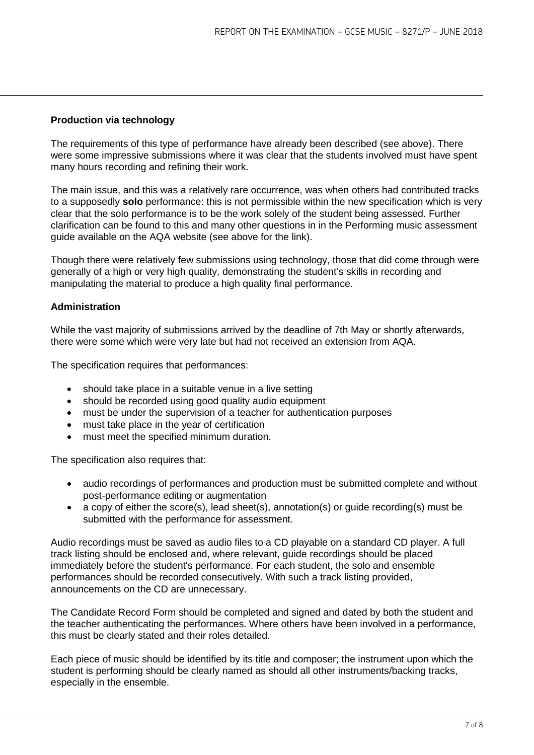**Production via technology**

The requirements of this type of performance have already been described (see above). There were some impressive submissions where it was clear that the students involved must have spent many hours recording and refining their work.

The main issue, and this was a relatively rare occurrence, was when others had contributed tracks to a supposedly **solo** performance: this is not permissible within the new specification which is very clear that the solo performance is to be the work solely of the student being assessed. Further clarification can be found to this and many other questions in in the Performing music assessment guide available on the AQA website (see above for the link).

Though there were relatively few submissions using technology, those that did come through were generally of a high or very high quality, demonstrating the student's skills in recording and manipulating the material to produce a high quality final performance.

**Administration**

While the vast majority of submissions arrived by the deadline of 7th May or shortly afterwards, there were some which were very late but had not received an extension from AQA.

The specification requires that performances:

- should take place in a suitable venue in a live setting
- should be recorded using good quality audio equipment
- must be under the supervision of a teacher for authentication purposes
- must take place in the year of certification
- must meet the specified minimum duration.

The specification also requires that:

- audio recordings of performances and production must be submitted complete and without post-performance editing or augmentation
- a copy of either the score(s), lead sheet(s), annotation(s) or guide recording(s) must be submitted with the performance for assessment.

Audio recordings must be saved as audio files to a CD playable on a standard CD player. A full track listing should be enclosed and, where relevant, guide recordings should be placed immediately before the student's performance. For each student, the solo and ensemble performances should be recorded consecutively. With such a track listing provided, announcements on the CD are unnecessary.

The Candidate Record Form should be completed and signed and dated by both the student and the teacher authenticating the performances. Where others have been involved in a performance, this must be clearly stated and their roles detailed.

Each piece of music should be identified by its title and composer; the instrument upon which the student is performing should be clearly named as should all other instruments/backing tracks, especially in the ensemble.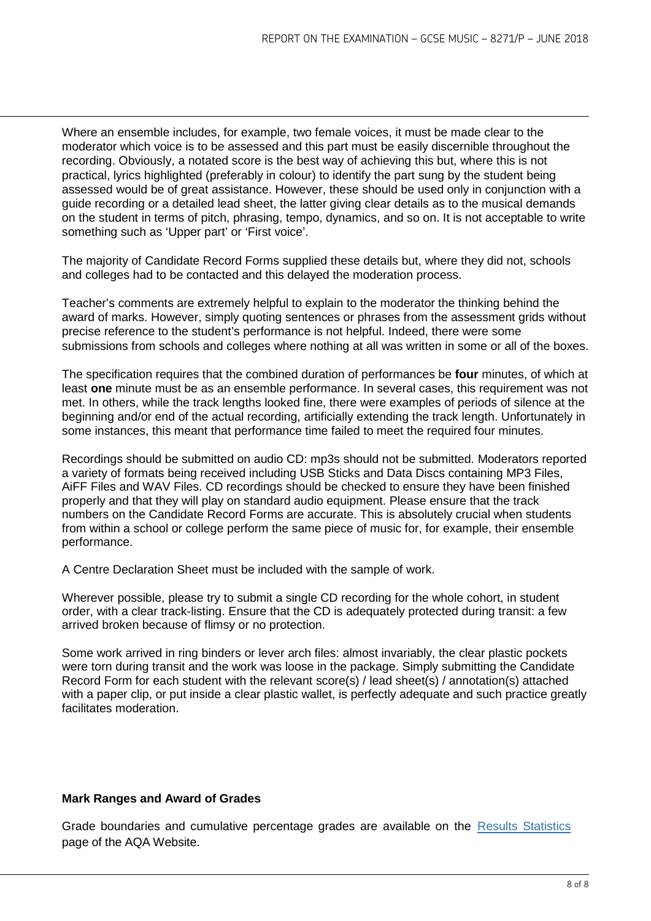Where an ensemble includes, for example, two female voices, it must be made clear to the moderator which voice is to be assessed and this part must be easily discernible throughout the recording. Obviously, a notated score is the best way of achieving this but, where this is not practical, lyrics highlighted (preferably in colour) to identify the part sung by the student being assessed would be of great assistance. However, these should be used only in conjunction with a guide recording or a detailed lead sheet, the latter giving clear details as to the musical demands on the student in terms of pitch, phrasing, tempo, dynamics, and so on. It is not acceptable to write something such as 'Upper part' or 'First voice'.

The majority of Candidate Record Forms supplied these details but, where they did not, schools and colleges had to be contacted and this delayed the moderation process.

Teacher's comments are extremely helpful to explain to the moderator the thinking behind the award of marks. However, simply quoting sentences or phrases from the assessment grids without precise reference to the student's performance is not helpful. Indeed, there were some submissions from schools and colleges where nothing at all was written in some or all of the boxes.

The specification requires that the combined duration of performances be **four** minutes, of which at least **one** minute must be as an ensemble performance. In several cases, this requirement was not met. In others, while the track lengths looked fine, there were examples of periods of silence at the beginning and/or end of the actual recording, artificially extending the track length. Unfortunately in some instances, this meant that performance time failed to meet the required four minutes.

Recordings should be submitted on audio CD: mp3s should not be submitted. Moderators reported a variety of formats being received including USB Sticks and Data Discs containing MP3 Files, AiFF Files and WAV Files. CD recordings should be checked to ensure they have been finished properly and that they will play on standard audio equipment. Please ensure that the track numbers on the Candidate Record Forms are accurate. This is absolutely crucial when students from within a school or college perform the same piece of music for, for example, their ensemble performance.

A Centre Declaration Sheet must be included with the sample of work.

Wherever possible, please try to submit a single CD recording for the whole cohort, in student order, with a clear track-listing. Ensure that the CD is adequately protected during transit: a few arrived broken because of flimsy or no protection.

Some work arrived in ring binders or lever arch files: almost invariably, the clear plastic pockets were torn during transit and the work was loose in the package. Simply submitting the Candidate Record Form for each student with the relevant score(s) / lead sheet(s) / annotation(s) attached with a paper clip, or put inside a clear plastic wallet, is perfectly adequate and such practice greatly facilitates moderation.

**Mark Ranges and Award of Grades**

Grade boundaries and cumulative percentage grades are available on the Results Statistics page of the AQA Website.